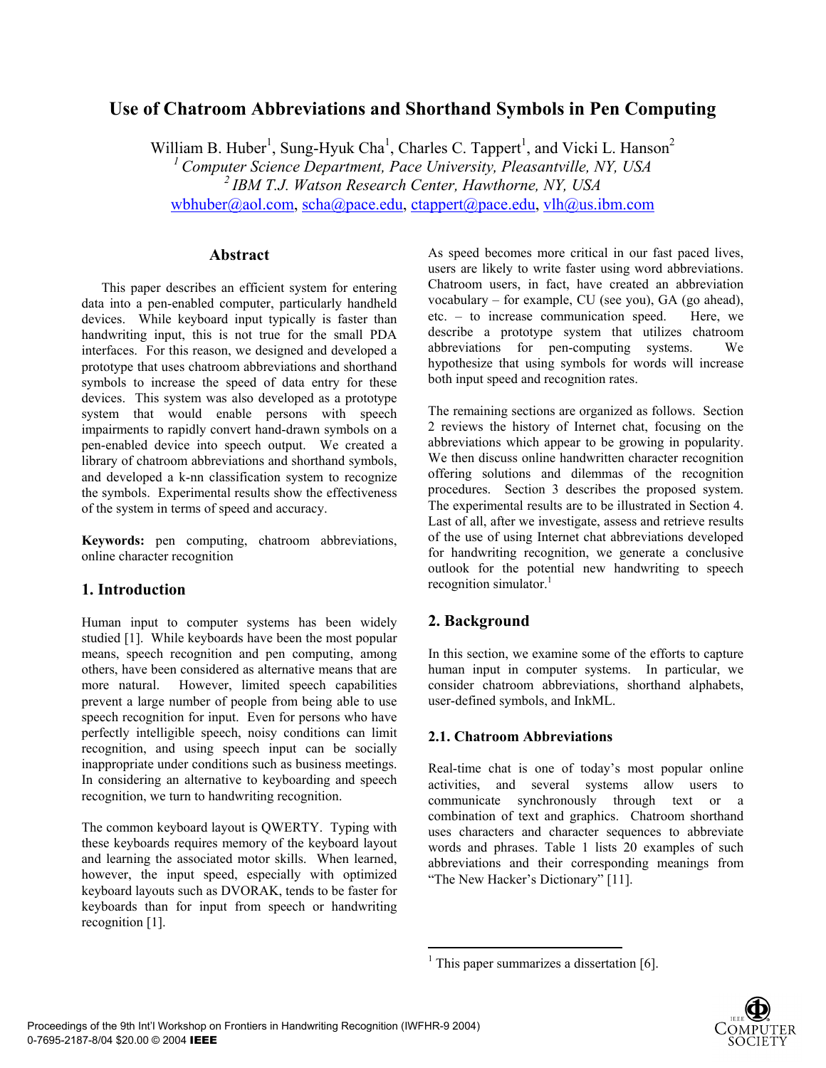# Use of Chatroom Abbreviations and Shorthand Symbols in Pen Computing

William B. Huber[1], Sung-Hyuk Cha[1], Charles C. Tappert[1], and Vicki L. Hanson[2]

[1] *Computer Science Department, Pace University, Pleasantville, NY, USA*
[2] *IBM T.J. Watson Research Center, Hawthorne, NY, USA*

wbhuber@aol.com, scha@pace.edu, ctappert@pace.edu, vlh@us.ibm.com

## Abstract

This paper describes an efficient system for entering data into a pen-enabled computer, particularly handheld devices. While keyboard input typically is faster than handwriting input, this is not true for the small PDA interfaces. For this reason, we designed and developed a prototype that uses chatroom abbreviations and shorthand symbols to increase the speed of data entry for these devices. This system was also developed as a prototype system that would enable persons with speech impairments to rapidly convert hand-drawn symbols on a pen-enabled device into speech output. We created a library of chatroom abbreviations and shorthand symbols, and developed a k-nn classification system to recognize the symbols. Experimental results show the effectiveness of the system in terms of speed and accuracy.

**Keywords:** pen computing, chatroom abbreviations, online character recognition

## 1. Introduction

Human input to computer systems has been widely studied [1]. While keyboards have been the most popular means, speech recognition and pen computing, among others, have been considered as alternative means that are more natural. However, limited speech capabilities prevent a large number of people from being able to use speech recognition for input. Even for persons who have perfectly intelligible speech, noisy conditions can limit recognition, and using speech input can be socially inappropriate under conditions such as business meetings. In considering an alternative to keyboarding and speech recognition, we turn to handwriting recognition.

The common keyboard layout is QWERTY. Typing with these keyboards requires memory of the keyboard layout and learning the associated motor skills. When learned, however, the input speed, especially with optimized keyboard layouts such as DVORAK, tends to be faster for keyboards than for input from speech or handwriting recognition [1].

As speed becomes more critical in our fast paced lives, users are likely to write faster using word abbreviations. Chatroom users, in fact, have created an abbreviation vocabulary – for example, CU (see you), GA (go ahead), etc. – to increase communication speed. Here, we describe a prototype system that utilizes chatroom abbreviations for pen-computing systems. We hypothesize that using symbols for words will increase both input speed and recognition rates.

The remaining sections are organized as follows. Section 2 reviews the history of Internet chat, focusing on the abbreviations which appear to be growing in popularity. We then discuss online handwritten character recognition offering solutions and dilemmas of the recognition procedures. Section 3 describes the proposed system. The experimental results are to be illustrated in Section 4. Last of all, after we investigate, assess and retrieve results of the use of using Internet chat abbreviations developed for handwriting recognition, we generate a conclusive outlook for the potential new handwriting to speech recognition simulator.[1]

## 2. Background

In this section, we examine some of the efforts to capture human input in computer systems. In particular, we consider chatroom abbreviations, shorthand alphabets, user-defined symbols, and InkML.

### 2.1. Chatroom Abbreviations

Real-time chat is one of today's most popular online activities, and several systems allow users to communicate synchronously through text or a combination of text and graphics. Chatroom shorthand uses characters and character sequences to abbreviate words and phrases. Table 1 lists 20 examples of such abbreviations and their corresponding meanings from "The New Hacker's Dictionary" [11].

[1] This paper summarizes a dissertation [6].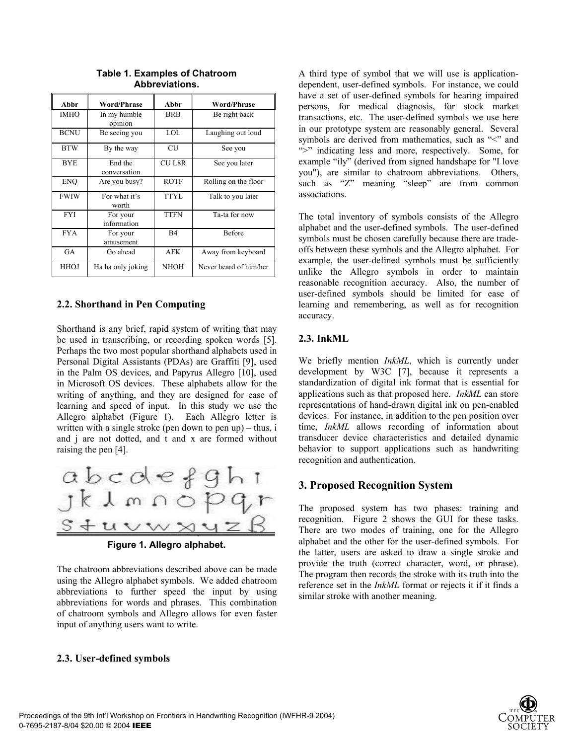**Table 1. Examples of Chatroom Abbreviations.**

| Abbr | Word/Phrase | Abbr | Word/Phrase |
|---|---|---|---|
| IMHO | In my humble opinion | BRB | Be right back |
| BCNU | Be seeing you | LOL | Laughing out loud |
| BTW | By the way | CU | See you |
| BYE | End the conversation | CU L8R | See you later |
| ENQ | Are you busy? | ROTF | Rolling on the floor |
| FWIW | For what it's worth | TTYL | Talk to you later |
| FYI | For your information | TTFN | Ta-ta for now |
| FYA | For your amusement | B4 | Before |
| GA | Go ahead | AFK | Away from keyboard |
| HHOJ | Ha ha only joking | NHOH | Never heard of him/her |

### 2.2. Shorthand in Pen Computing

Shorthand is any brief, rapid system of writing that may be used in transcribing, or recording spoken words [5]. Perhaps the two most popular shorthand alphabets used in Personal Digital Assistants (PDAs) are Graffiti [9], used in the Palm OS devices, and Papyrus Allegro [10], used in Microsoft OS devices. These alphabets allow for the writing of anything, and they are designed for ease of learning and speed of input. In this study we use the Allegro alphabet (Figure 1). Each Allegro letter is written with a single stroke (pen down to pen up) – thus, i and j are not dotted, and t and x are formed without raising the pen [4].

**Figure 1. Allegro alphabet.**

The chatroom abbreviations described above can be made using the Allegro alphabet symbols. We added chatroom abbreviations to further speed the input by using abbreviations for words and phrases. This combination of chatroom symbols and Allegro allows for even faster input of anything users want to write.

### 2.3. User-defined symbols

A third type of symbol that we will use is application-dependent, user-defined symbols. For instance, we could have a set of user-defined symbols for hearing impaired persons, for medical diagnosis, for stock market transactions, etc. The user-defined symbols we use here in our prototype system are reasonably general. Several symbols are derived from mathematics, such as "<" and ">" indicating less and more, respectively. Some, for example "ily" (derived from signed handshape for "I love you"), are similar to chatroom abbreviations. Others, such as "Z" meaning "sleep" are from common associations.

The total inventory of symbols consists of the Allegro alphabet and the user-defined symbols. The user-defined symbols must be chosen carefully because there are trade-offs between these symbols and the Allegro alphabet. For example, the user-defined symbols must be sufficiently unlike the Allegro symbols in order to maintain reasonable recognition accuracy. Also, the number of user-defined symbols should be limited for ease of learning and remembering, as well as for recognition accuracy.

### 2.3. InkML

We briefly mention *InkML*, which is currently under development by W3C [7], because it represents a standardization of digital ink format that is essential for applications such as that proposed here. *InkML* can store representations of hand-drawn digital ink on pen-enabled devices. For instance, in addition to the pen position over time, *InkML* allows recording of information about transducer device characteristics and detailed dynamic behavior to support applications such as handwriting recognition and authentication.

## 3. Proposed Recognition System

The proposed system has two phases: training and recognition. Figure 2 shows the GUI for these tasks. There are two modes of training, one for the Allegro alphabet and the other for the user-defined symbols. For the latter, users are asked to draw a single stroke and provide the truth (correct character, word, or phrase). The program then records the stroke with its truth into the reference set in the *InkML* format or rejects it if it finds a similar stroke with another meaning.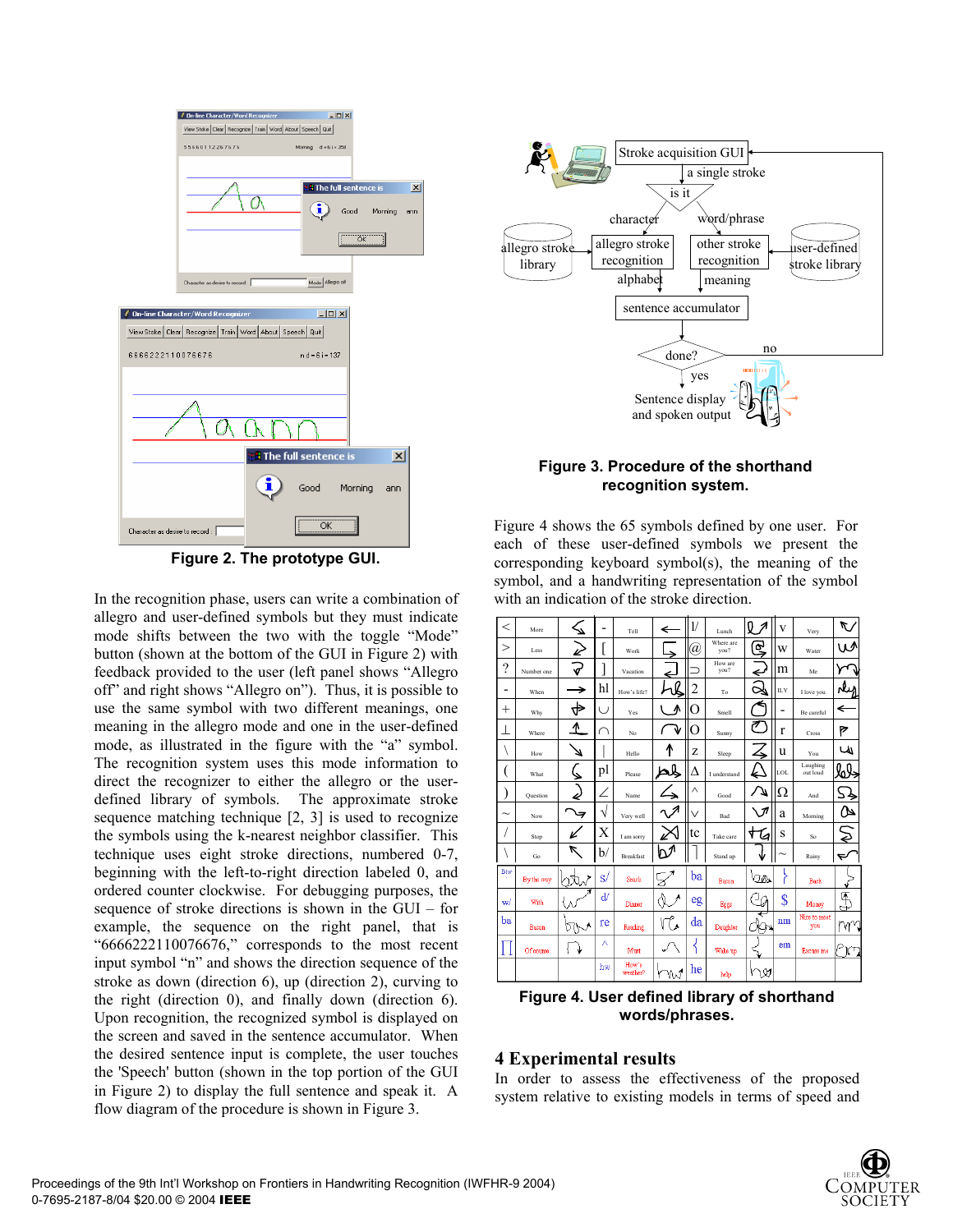Figure 2. The prototype GUI.

In the recognition phase, users can write a combination of allegro and user-defined symbols but they must indicate mode shifts between the two with the toggle "Mode" button (shown at the bottom of the GUI in Figure 2) with feedback provided to the user (left panel shows "Allegro off" and right shows "Allegro on"). Thus, it is possible to use the same symbol with two different meanings, one meaning in the allegro mode and one in the user-defined mode, as illustrated in the figure with the "a" symbol. The recognition system uses this mode information to direct the recognizer to either the allegro or the user-defined library of symbols. The approximate stroke sequence matching technique [2, 3] is used to recognize the symbols using the k-nearest neighbor classifier. This technique uses eight stroke directions, numbered 0-7, beginning with the left-to-right direction labeled 0, and ordered counter clockwise. For debugging purposes, the sequence of stroke directions is shown in the GUI – for example, the sequence on the right panel, that is "6666222110076676," corresponds to the most recent input symbol "n" and shows the direction sequence of the stroke as down (direction 6), up (direction 2), curving to the right (direction 0), and finally down (direction 6). Upon recognition, the recognized symbol is displayed on the screen and saved in the sentence accumulator. When the desired sentence input is complete, the user touches the 'Speech' button (shown in the top portion of the GUI in Figure 2) to display the full sentence and speak it. A flow diagram of the procedure is shown in Figure 3.

Figure 3. Procedure of the shorthand recognition system.

Figure 4 shows the 65 symbols defined by one user. For each of these user-defined symbols we present the corresponding keyboard symbol(s), the meaning of the symbol, and a handwriting representation of the symbol with an indication of the stroke direction.

Figure 4. User defined library of shorthand words/phrases.

## 4 Experimental results

In order to assess the effectiveness of the proposed system relative to existing models in terms of speed and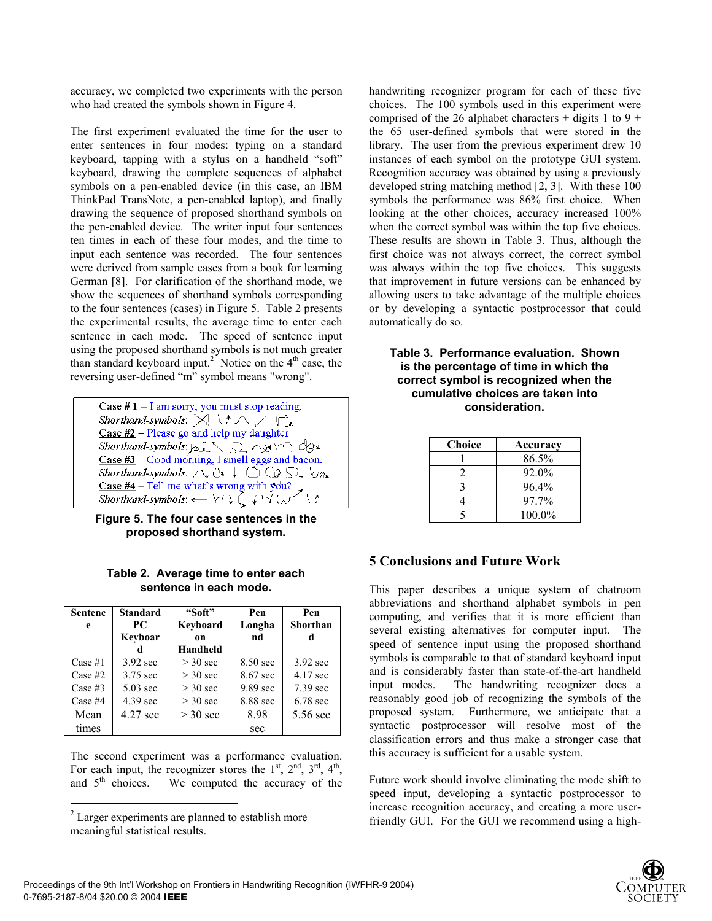accuracy, we completed two experiments with the person who had created the symbols shown in Figure 4.

The first experiment evaluated the time for the user to enter sentences in four modes: typing on a standard keyboard, tapping with a stylus on a handheld "soft" keyboard, drawing the complete sequences of alphabet symbols on a pen-enabled device (in this case, an IBM ThinkPad TransNote, a pen-enabled laptop), and finally drawing the sequence of proposed shorthand symbols on the pen-enabled device. The writer input four sentences ten times in each of these four modes, and the time to input each sentence was recorded. The four sentences were derived from sample cases from a book for learning German [8]. For clarification of the shorthand mode, we show the sequences of shorthand symbols corresponding to the four sentences (cases) in Figure 5. Table 2 presents the experimental results, the average time to enter each sentence in each mode. The speed of sentence input using the proposed shorthand symbols is not much greater than standard keyboard input.[2] Notice on the 4th case, the reversing user-defined "m" symbol means "wrong".

Case # 1 – I am sorry, you must stop reading.
Shorthand-symbols:

Case #2 – Please go and help my daughter.
Shorthand-symbols:

Case #3 – Good morning, I smell eggs and bacon.
Shorthand-symbols:

Case #4 – Tell me what's wrong with you?
Shorthand-symbols:

**Figure 5. The four case sentences in the proposed shorthand system.**

**Table 2. Average time to enter each sentence in each mode.**

| Sentence | Standard PC Keyboard | "Soft" Keyboard on Handheld | Pen Longhand | Pen Shorthand |
|---|---|---|---|---|
| Case #1 | 3.92 sec | > 30 sec | 8.50 sec | 3.92 sec |
| Case #2 | 3.75 sec | > 30 sec | 8.67 sec | 4.17 sec |
| Case #3 | 5.03 sec | > 30 sec | 9.89 sec | 7.39 sec |
| Case #4 | 4.39 sec | > 30 sec | 8.88 sec | 6.78 sec |
| Mean times | 4.27 sec | > 30 sec | 8.98 sec | 5.56 sec |

The second experiment was a performance evaluation. For each input, the recognizer stores the 1st, 2nd, 3rd, 4th, and 5th choices. We computed the accuracy of the handwriting recognizer program for each of these five choices. The 100 symbols used in this experiment were comprised of the 26 alphabet characters + digits 1 to 9 + the 65 user-defined symbols that were stored in the library. The user from the previous experiment drew 10 instances of each symbol on the prototype GUI system. Recognition accuracy was obtained by using a previously developed string matching method [2, 3]. With these 100 symbols the performance was 86% first choice. When looking at the other choices, accuracy increased 100% when the correct symbol was within the top five choices. These results are shown in Table 3. Thus, although the first choice was not always correct, the correct symbol was always within the top five choices. This suggests that improvement in future versions can be enhanced by allowing users to take advantage of the multiple choices or by developing a syntactic postprocessor that could automatically do so.

**Table 3. Performance evaluation. Shown is the percentage of time in which the correct symbol is recognized when the cumulative choices are taken into consideration.**

| Choice | Accuracy |
|---|---|
| 1 | 86.5% |
| 2 | 92.0% |
| 3 | 96.4% |
| 4 | 97.7% |
| 5 | 100.0% |

## 5 Conclusions and Future Work

This paper describes a unique system of chatroom abbreviations and shorthand alphabet symbols in pen computing, and verifies that it is more efficient than several existing alternatives for computer input. The speed of sentence input using the proposed shorthand symbols is comparable to that of standard keyboard input and is considerably faster than state-of-the-art handheld input modes. The handwriting recognizer does a reasonably good job of recognizing the symbols of the proposed system. Furthermore, we anticipate that a syntactic postprocessor will resolve most of the classification errors and thus make a stronger case that this accuracy is sufficient for a usable system.

Future work should involve eliminating the mode shift to speed input, developing a syntactic postprocessor to increase recognition accuracy, and creating a more user-friendly GUI. For the GUI we recommend using a high-

[2] Larger experiments are planned to establish more meaningful statistical results.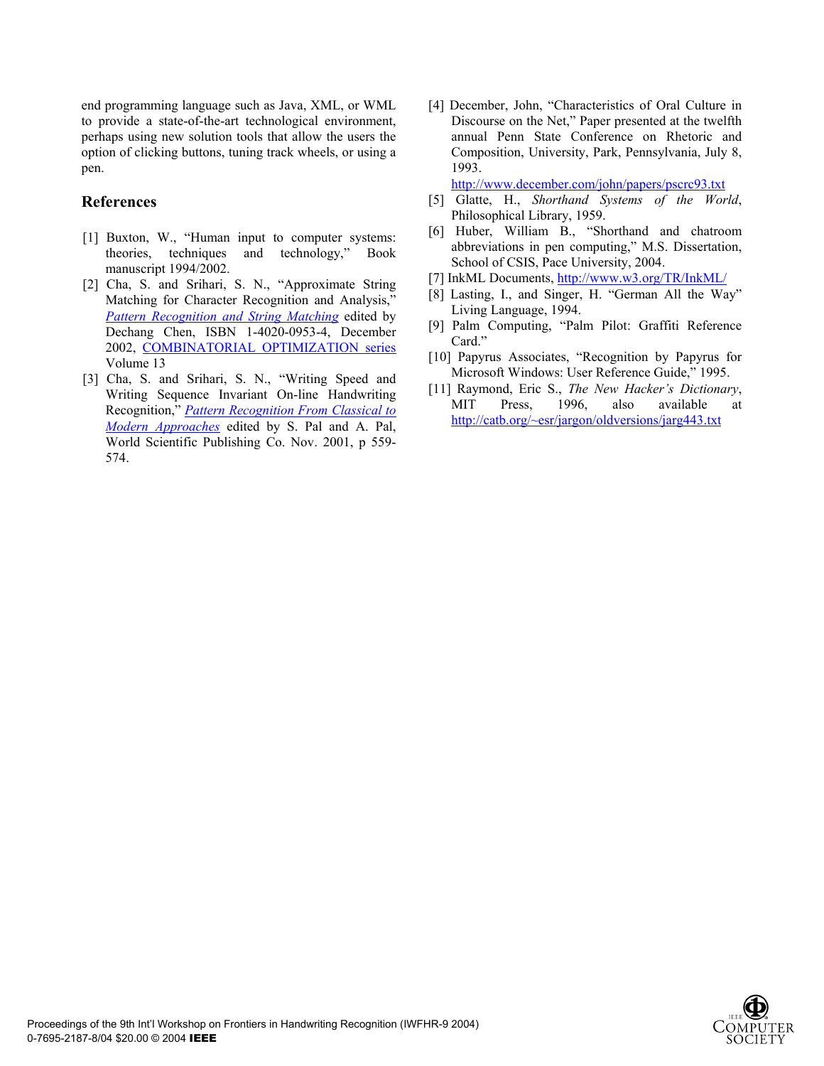end programming language such as Java, XML, or WML to provide a state-of-the-art technological environment, perhaps using new solution tools that allow the users the option of clicking buttons, tuning track wheels, or using a pen.

## References

[1] Buxton, W., "Human input to computer systems: theories, techniques and technology," Book manuscript 1994/2002.

[2] Cha, S. and Srihari, S. N., "Approximate String Matching for Character Recognition and Analysis," *Pattern Recognition and String Matching* edited by Dechang Chen, ISBN 1-4020-0953-4, December 2002, COMBINATORIAL OPTIMIZATION series Volume 13

[3] Cha, S. and Srihari, S. N., "Writing Speed and Writing Sequence Invariant On-line Handwriting Recognition," *Pattern Recognition From Classical to Modern Approaches* edited by S. Pal and A. Pal, World Scientific Publishing Co. Nov. 2001, p 559-574.

[4] December, John, "Characteristics of Oral Culture in Discourse on the Net," Paper presented at the twelfth annual Penn State Conference on Rhetoric and Composition, University, Park, Pennsylvania, July 8, 1993. http://www.december.com/john/papers/pscrc93.txt

[5] Glatte, H., *Shorthand Systems of the World*, Philosophical Library, 1959.

[6] Huber, William B., "Shorthand and chatroom abbreviations in pen computing," M.S. Dissertation, School of CSIS, Pace University, 2004.

[7] InkML Documents, http://www.w3.org/TR/InkML/

[8] Lasting, I., and Singer, H. "German All the Way" Living Language, 1994.

[9] Palm Computing, "Palm Pilot: Graffiti Reference Card."

[10] Papyrus Associates, "Recognition by Papyrus for Microsoft Windows: User Reference Guide," 1995.

[11] Raymond, Eric S., *The New Hacker's Dictionary*, MIT Press, 1996, also available at http://catb.org/~esr/jargon/oldversions/jarg443.txt